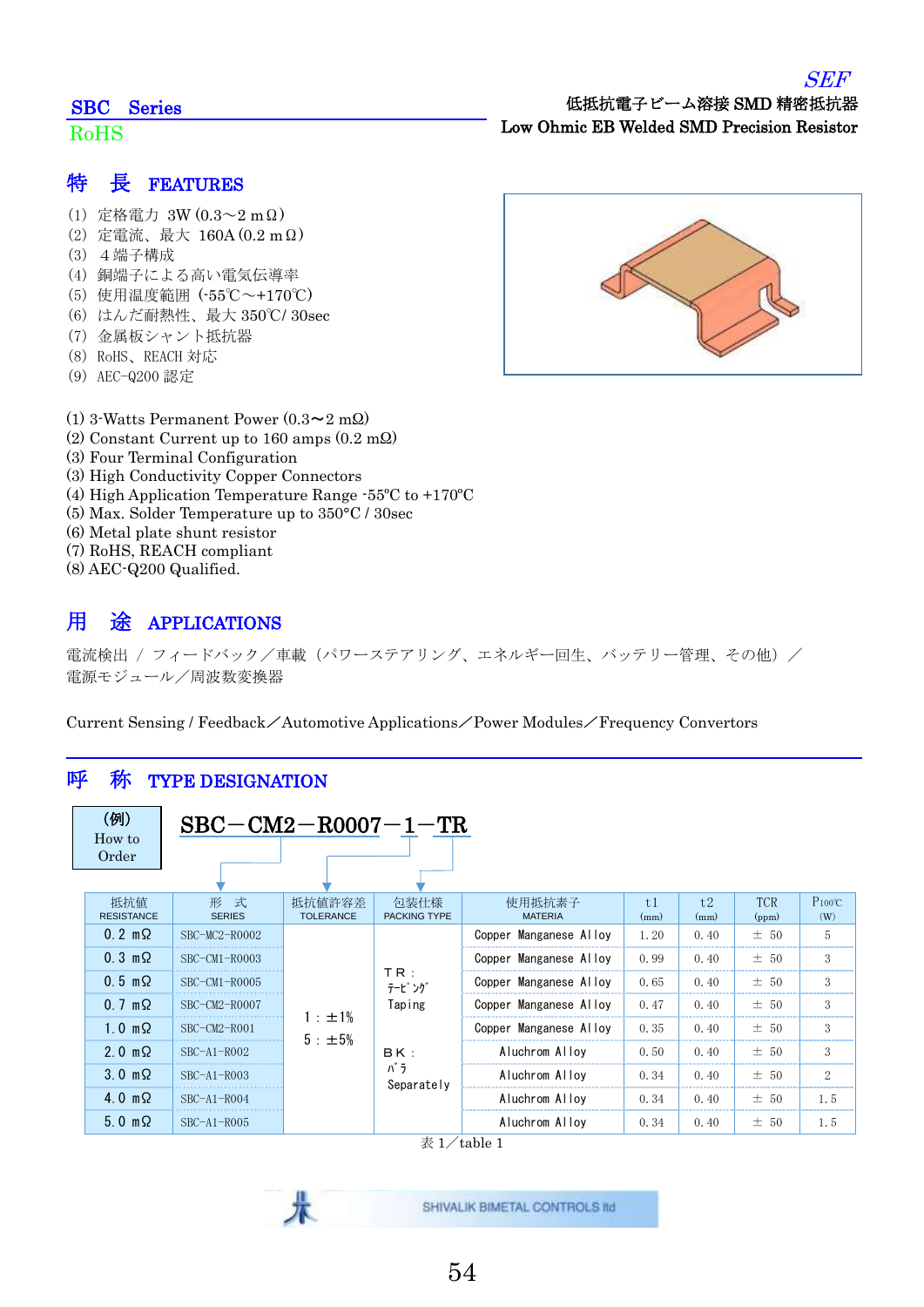*SEF*

## SBC Series

RoHS

低抵抗電子ビーム溶接 SMD 精密抵抗器
**Low Ohmic EB Welded SMD Precision Resistor**

## 特　長　FEATURES

(1) 定格電力 3W (0.3～2 mΩ)
(2) 定電流、最大 160A (0.2 mΩ)
(3) ４端子構成
(4) 銅端子による高い電気伝導率
(5) 使用温度範囲 (-55℃～+170℃)
(6) はんだ耐熱性、最大 350℃/ 30sec
(7) 金属板シャント抵抗器
(8) RoHS、REACH 対応
(9) AEC-Q200 認定

(1) 3-Watts Permanent Power (0.3～2 mΩ)
(2) Constant Current up to 160 amps (0.2 mΩ)
(3) Four Terminal Configuration
(3) High Conductivity Copper Connectors
(4) High Application Temperature Range -55ºC to +170ºC
(5) Max. Solder Temperature up to 350°C / 30sec
(6) Metal plate shunt resistor
(7) RoHS, REACH compliant
(8) AEC-Q200 Qualified.

## 用　途　APPLICATIONS

電流検出 / フィードバック／車載（パワーステアリング、エネルギー回生、バッテリー管理、その他）／電源モジュール／周波数変換器

Current Sensing / Feedback／Automotive Applications／Power Modules／Frequency Convertors

## 呼　称　TYPE DESIGNATION

(例) How to Order

**SBC－CM2－R0007－1－TR**

| 抵抗値 RESISTANCE | 形　式 SERIES | 抵抗値許容差 TOLERANCE | 包装仕様 PACKING TYPE | 使用抵抗素子 MATERIA | t1 (mm) | t2 (mm) | TCR (ppm) | P100℃ (W) |
|---|---|---|---|---|---|---|---|---|
| 0.2 mΩ | SBC-MC2-R0002 | 1：±1% 5：±5% | TR：ﾃｰﾋﾟﾝｸﾞ Taping BK：ﾊﾞﾗ Separately | Copper Manganese Alloy | 1.20 | 0.40 | ± 50 | 5 |
| 0.3 mΩ | SBC-CM1-R0003 | | | Copper Manganese Alloy | 0.99 | 0.40 | ± 50 | 3 |
| 0.5 mΩ | SBC-CM1-R0005 | | | Copper Manganese Alloy | 0.65 | 0.40 | ± 50 | 3 |
| 0.7 mΩ | SBC-CM2-R0007 | | | Copper Manganese Alloy | 0.47 | 0.40 | ± 50 | 3 |
| 1.0 mΩ | SBC-CM2-R001 | | | Copper Manganese Alloy | 0.35 | 0.40 | ± 50 | 3 |
| 2.0 mΩ | SBC-A1-R002 | | | Aluchrom Alloy | 0.50 | 0.40 | ± 50 | 3 |
| 3.0 mΩ | SBC-A1-R003 | | | Aluchrom Alloy | 0.34 | 0.40 | ± 50 | 2 |
| 4.0 mΩ | SBC-A1-R004 | | | Aluchrom Alloy | 0.34 | 0.40 | ± 50 | 1.5 |
| 5.0 mΩ | SBC-A1-R005 | | | Aluchrom Alloy | 0.34 | 0.40 | ± 50 | 1.5 |

表 1／table 1

SHIVALIK BIMETAL CONTROLS ltd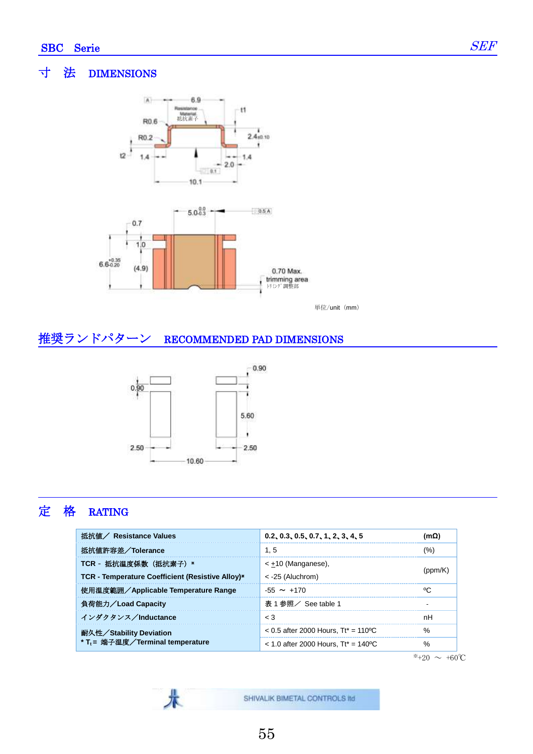## 寸　法　DIMENSIONS

単位/unit（mm）

## 推奨ランドパターン　RECOMMENDED PAD DIMENSIONS

## 定　格　RATING

| 抵抗値／ Resistance Values | 0.2、0.3、0.5、0.7、1、2、3、4、5 | (mΩ) |
|---|---|---|
| 抵抗値許容差／Tolerance | 1, 5 | (%) |
| TCR - 抵抗温度係数（抵抗素子）※<br>TCR - Temperature Coefficient (Resistive Alloy)※ | < ±10 (Manganese),<br>< -25 (Aluchrom) | (ppm/K) |
| 使用温度範囲／Applicable Temperature Range | -55 ～ +170 | ºC |
| 負荷能力／Load Capacity | 表 1 参照／ See table 1 | - |
| インダクタンス／Inductance | < 3 | nH |
| 耐久性／Stability Deviation<br>* $T_t$ = 端子温度／Terminal temperature | < 0.5 after 2000 Hours, Tt* = 110ºC | % |
| | < 1.0 after 2000 Hours, Tt* = 140ºC | % |

※+20 ～ +60℃

SHIVALIK BIMETAL CONTROLS ltd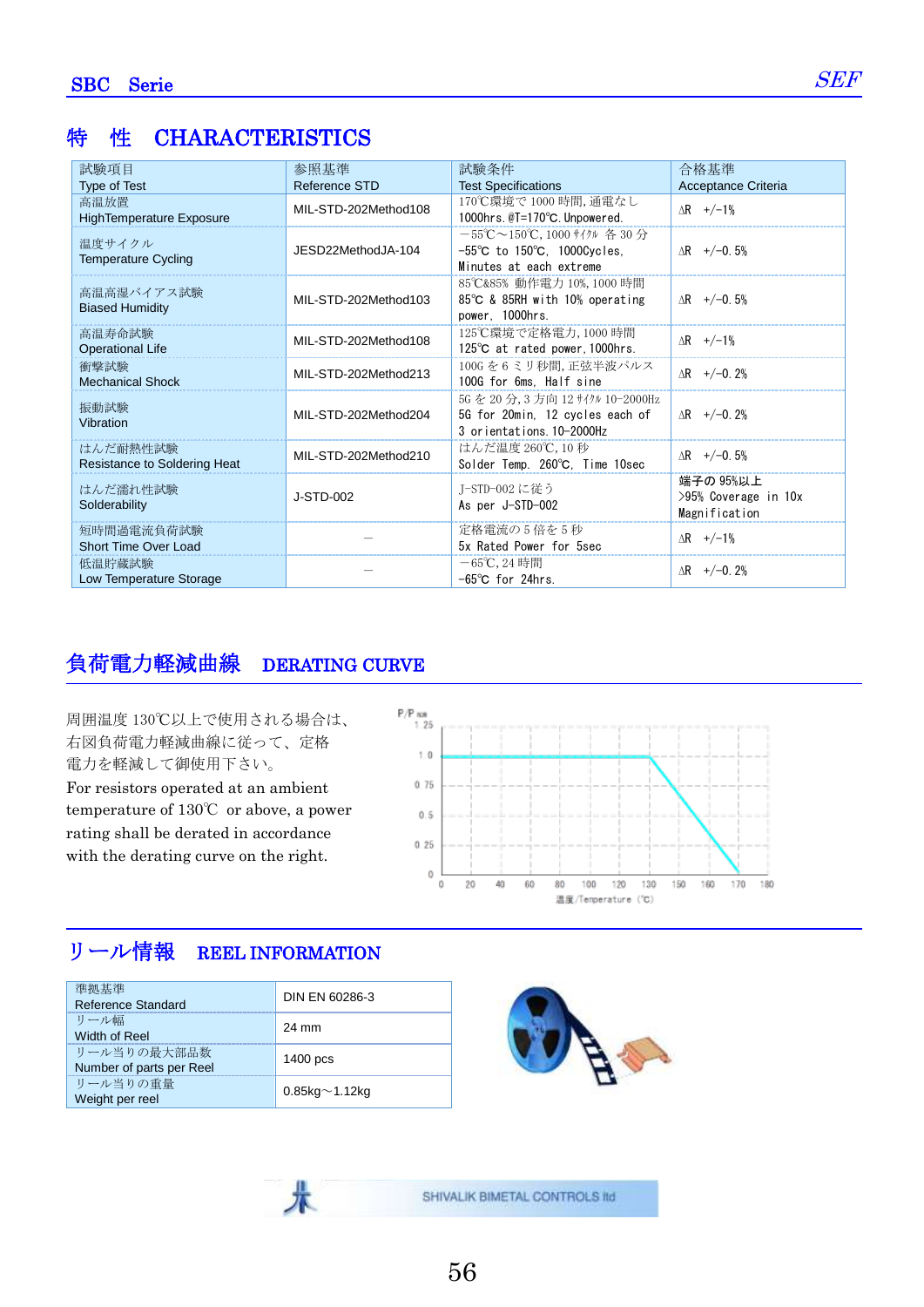## 特　性　CHARACTERISTICS

| 試験項目<br>Type of Test | 参照基準<br>Reference STD | 試験条件<br>Test Specifications | 合格基準<br>Acceptance Criteria |
|---|---|---|---|
| 高温放置<br>HighTemperature Exposure | MIL-STD-202Method108 | 170℃環境で 1000 時間, 通電なし<br>1000hrs. @T=170℃. Unpowered. | ΔR　+/−1% |
| 温度サイクル<br>Temperature Cycling | JESD22MethodJA-104 | −55℃～150℃, 1000 ｻｲｸﾙ 各 30 分<br>-55℃ to 150℃, 1000Cycles, Minutes at each extreme | ΔR　+/−0.5% |
| 高温高湿バイアス試験<br>Biased Humidity | MIL-STD-202Method103 | 85℃&85% 動作電力 10%, 1000 時間<br>85℃ & 85RH with 10% operating power, 1000hrs. | ΔR　+/−0.5% |
| 高温寿命試験<br>Operational Life | MIL-STD-202Method108 | 125℃環境で定格電力, 1000 時間<br>125℃ at rated power, 1000hrs. | ΔR　+/−1% |
| 衝撃試験<br>Mechanical Shock | MIL-STD-202Method213 | 100G を 6 ミリ秒間, 正弦半波パルス<br>100G for 6ms, Half sine | ΔR　+/−0.2% |
| 振動試験<br>Vibration | MIL-STD-202Method204 | 5G を 20 分, 3 方向 12 ｻｲｸﾙ 10-2000Hz<br>5G for 20min, 12 cycles each of 3 orientations. 10-2000Hz | ΔR　+/−0.2% |
| はんだ耐熱性試験<br>Resistance to Soldering Heat | MIL-STD-202Method210 | はんだ温度 260℃, 10 秒<br>Solder Temp. 260℃, Time 10sec | ΔR　+/−0.5% |
| はんだ濡れ性試験<br>Solderability | J-STD-002 | J-STD-002 に従う<br>As per J-STD-002 | 端子の 95%以上<br>>95% Coverage in 10x Magnification |
| 短時間過電流負荷試験<br>Short Time Over Load | − | 定格電流の 5 倍を 5 秒<br>5x Rated Power for 5sec | ΔR　+/−1% |
| 低温貯蔵試験<br>Low Temperature Storage | − | −65℃, 24 時間<br>-65℃ for 24hrs. | ΔR　+/−0.2% |

## 負荷電力軽減曲線　DERATING CURVE

周囲温度 130℃以上で使用される場合は、右図負荷電力軽減曲線に従って、定格電力を軽減して御使用下さい。

For resistors operated at an ambient temperature of 130℃ or above, a power rating shall be derated in accordance with the derating curve on the right.

P/P 定格
1.25
1.0
0.75
0.5
0.25
0
0 20 40 60 80 100 120 130 150 160 170 180
温度/Temperature (℃)

## リール情報　REEL INFORMATION

| | |
|---|---|
| 準拠基準<br>Reference Standard | DIN EN 60286-3 |
| リール幅<br>Width of Reel | 24 mm |
| リール当りの最大部品数<br>Number of parts per Reel | 1400 pcs |
| リール当りの重量<br>Weight per reel | 0.85kg～1.12kg |

SHIVALIK BIMETAL CONTROLS ltd